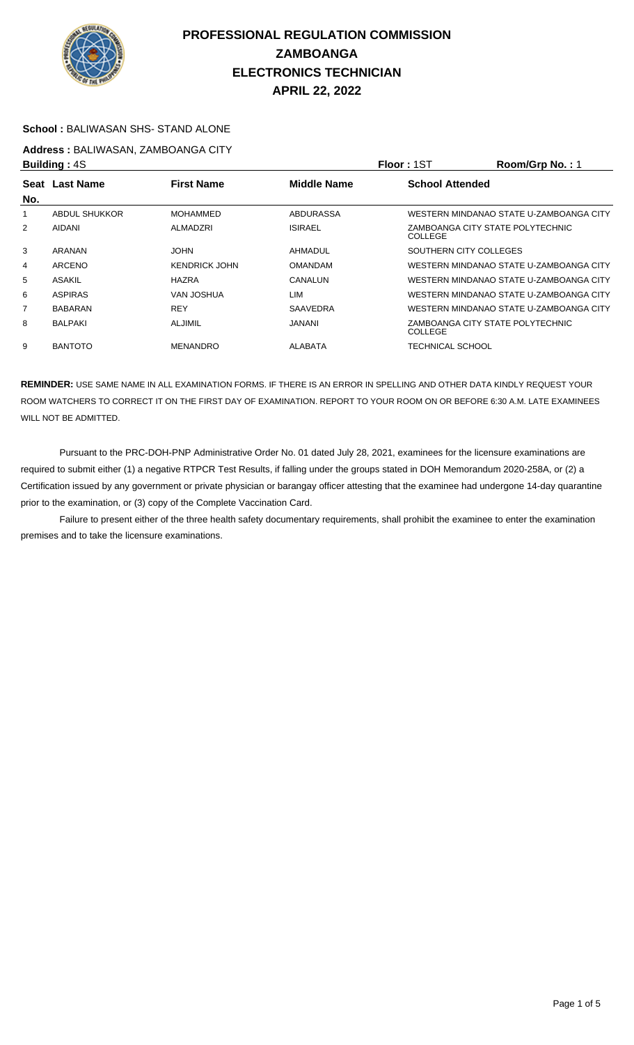# PROFESSIONAL REGULATION COMMISSION
## ZAMBOANGA
## ELECTRONICS TECHNICIAN
## APRIL 22, 2022

**School :** BALIWASAN SHS- STAND ALONE

**Address :** BALIWASAN, ZAMBOANGA CITY

**Building :** 4S **Floor :** 1ST **Room/Grp No. :** 1

| Seat No. | Last Name | First Name | Middle Name | School Attended |
|---|---|---|---|---|
| 1 | ABDUL SHUKKOR | MOHAMMED | ABDURASSA | WESTERN MINDANAO STATE U-ZAMBOANGA CITY |
| 2 | AIDANI | ALMADZRI | ISIRAEL | ZAMBOANGA CITY STATE POLYTECHNIC COLLEGE |
| 3 | ARANAN | JOHN | AHMADUL | SOUTHERN CITY COLLEGES |
| 4 | ARCENO | KENDRICK JOHN | OMANDAM | WESTERN MINDANAO STATE U-ZAMBOANGA CITY |
| 5 | ASAKIL | HAZRA | CANALUN | WESTERN MINDANAO STATE U-ZAMBOANGA CITY |
| 6 | ASPIRAS | VAN JOSHUA | LIM | WESTERN MINDANAO STATE U-ZAMBOANGA CITY |
| 7 | BABARAN | REY | SAAVEDRA | WESTERN MINDANAO STATE U-ZAMBOANGA CITY |
| 8 | BALPAKI | ALJIMIL | JANANI | ZAMBOANGA CITY STATE POLYTECHNIC COLLEGE |
| 9 | BANTOTO | MENANDRO | ALABATA | TECHNICAL SCHOOL |

**REMINDER:** USE SAME NAME IN ALL EXAMINATION FORMS. IF THERE IS AN ERROR IN SPELLING AND OTHER DATA KINDLY REQUEST YOUR ROOM WATCHERS TO CORRECT IT ON THE FIRST DAY OF EXAMINATION. REPORT TO YOUR ROOM ON OR BEFORE 6:30 A.M. LATE EXAMINEES WILL NOT BE ADMITTED.

Pursuant to the PRC-DOH-PNP Administrative Order No. 01 dated July 28, 2021, examinees for the licensure examinations are required to submit either (1) a negative RTPCR Test Results, if falling under the groups stated in DOH Memorandum 2020-258A, or (2) a Certification issued by any government or private physician or barangay officer attesting that the examinee had undergone 14-day quarantine prior to the examination, or (3) copy of the Complete Vaccination Card.

Failure to present either of the three health safety documentary requirements, shall prohibit the examinee to enter the examination premises and to take the licensure examinations.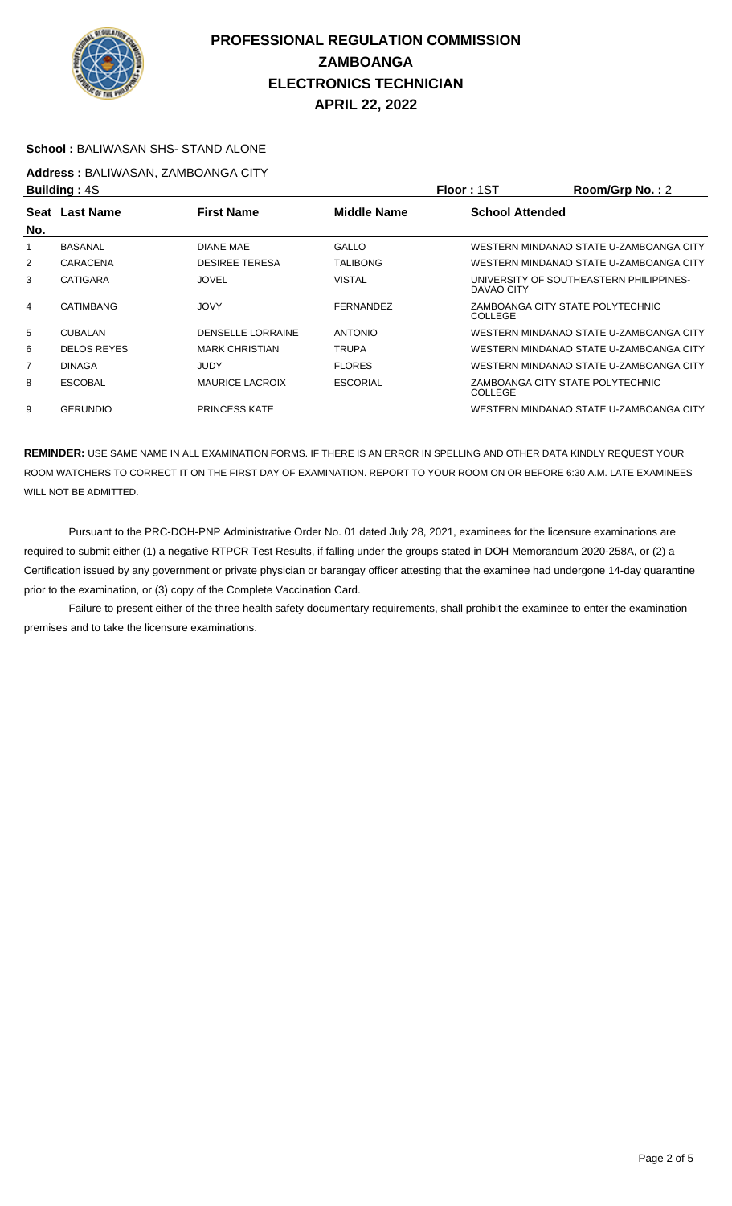# PROFESSIONAL REGULATION COMMISSION
## ZAMBOANGA
## ELECTRONICS TECHNICIAN
## APRIL 22, 2022

**School :** BALIWASAN SHS- STAND ALONE

**Address :** BALIWASAN, ZAMBOANGA CITY

**Building :** 4S **Floor :** 1ST **Room/Grp No. :** 2

| Seat No. | Last Name | First Name | Middle Name | School Attended |
|---|---|---|---|---|
| 1 | BASANAL | DIANE MAE | GALLO | WESTERN MINDANAO STATE U-ZAMBOANGA CITY |
| 2 | CARACENA | DESIREE TERESA | TALIBONG | WESTERN MINDANAO STATE U-ZAMBOANGA CITY |
| 3 | CATIGARA | JOVEL | VISTAL | UNIVERSITY OF SOUTHEASTERN PHILIPPINES-DAVAO CITY |
| 4 | CATIMBANG | JOVY | FERNANDEZ | ZAMBOANGA CITY STATE POLYTECHNIC COLLEGE |
| 5 | CUBALAN | DENSELLE LORRAINE | ANTONIO | WESTERN MINDANAO STATE U-ZAMBOANGA CITY |
| 6 | DELOS REYES | MARK CHRISTIAN | TRUPA | WESTERN MINDANAO STATE U-ZAMBOANGA CITY |
| 7 | DINAGA | JUDY | FLORES | WESTERN MINDANAO STATE U-ZAMBOANGA CITY |
| 8 | ESCOBAL | MAURICE LACROIX | ESCORIAL | ZAMBOANGA CITY STATE POLYTECHNIC COLLEGE |
| 9 | GERUNDIO | PRINCESS KATE | | WESTERN MINDANAO STATE U-ZAMBOANGA CITY |

**REMINDER:** USE SAME NAME IN ALL EXAMINATION FORMS. IF THERE IS AN ERROR IN SPELLING AND OTHER DATA KINDLY REQUEST YOUR ROOM WATCHERS TO CORRECT IT ON THE FIRST DAY OF EXAMINATION. REPORT TO YOUR ROOM ON OR BEFORE 6:30 A.M. LATE EXAMINEES WILL NOT BE ADMITTED.

Pursuant to the PRC-DOH-PNP Administrative Order No. 01 dated July 28, 2021, examinees for the licensure examinations are required to submit either (1) a negative RTPCR Test Results, if falling under the groups stated in DOH Memorandum 2020-258A, or (2) a Certification issued by any government or private physician or barangay officer attesting that the examinee had undergone 14-day quarantine prior to the examination, or (3) copy of the Complete Vaccination Card.

Failure to present either of the three health safety documentary requirements, shall prohibit the examinee to enter the examination premises and to take the licensure examinations.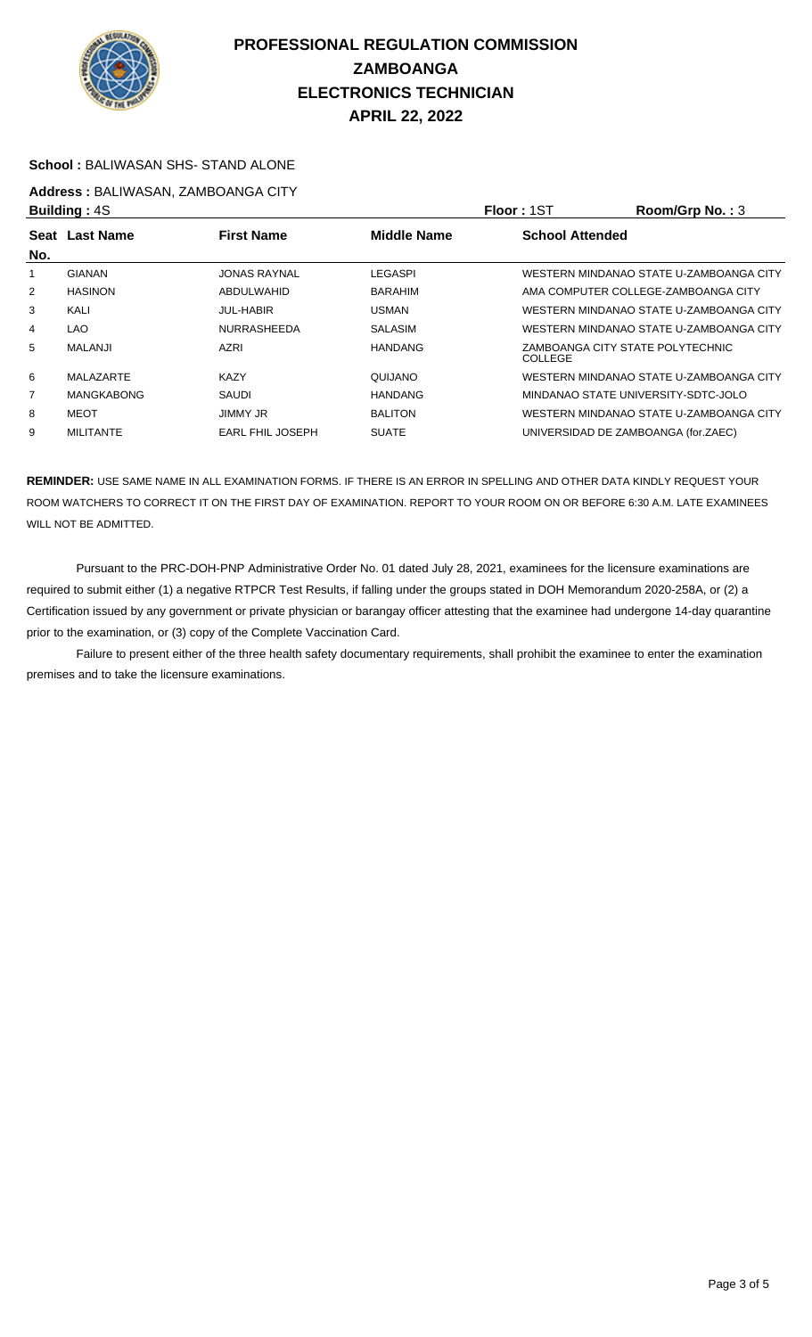# PROFESSIONAL REGULATION COMMISSION
## ZAMBOANGA
## ELECTRONICS TECHNICIAN
## APRIL 22, 2022

**School :** BALIWASAN SHS- STAND ALONE

**Address :** BALIWASAN, ZAMBOANGA CITY

**Building :** 4S | **Floor :** 1ST | **Room/Grp No. :** 3

| Seat No. | Last Name | First Name | Middle Name | School Attended |
|---|---|---|---|---|
| 1 | GIANAN | JONAS RAYNAL | LEGASPI | WESTERN MINDANAO STATE U-ZAMBOANGA CITY |
| 2 | HASINON | ABDULWAHID | BARAHIM | AMA COMPUTER COLLEGE-ZAMBOANGA CITY |
| 3 | KALI | JUL-HABIR | USMAN | WESTERN MINDANAO STATE U-ZAMBOANGA CITY |
| 4 | LAO | NURRASHEEDA | SALASIM | WESTERN MINDANAO STATE U-ZAMBOANGA CITY |
| 5 | MALANJI | AZRI | HANDANG | ZAMBOANGA CITY STATE POLYTECHNIC COLLEGE |
| 6 | MALAZARTE | KAZY | QUIJANO | WESTERN MINDANAO STATE U-ZAMBOANGA CITY |
| 7 | MANGKABONG | SAUDI | HANDANG | MINDANAO STATE UNIVERSITY-SDTC-JOLO |
| 8 | MEOT | JIMMY JR | BALITON | WESTERN MINDANAO STATE U-ZAMBOANGA CITY |
| 9 | MILITANTE | EARL FHIL JOSEPH | SUATE | UNIVERSIDAD DE ZAMBOANGA (for.ZAEC) |

**REMINDER:** USE SAME NAME IN ALL EXAMINATION FORMS. IF THERE IS AN ERROR IN SPELLING AND OTHER DATA KINDLY REQUEST YOUR ROOM WATCHERS TO CORRECT IT ON THE FIRST DAY OF EXAMINATION. REPORT TO YOUR ROOM ON OR BEFORE 6:30 A.M. LATE EXAMINEES WILL NOT BE ADMITTED.

Pursuant to the PRC-DOH-PNP Administrative Order No. 01 dated July 28, 2021, examinees for the licensure examinations are required to submit either (1) a negative RTPCR Test Results, if falling under the groups stated in DOH Memorandum 2020-258A, or (2) a Certification issued by any government or private physician or barangay officer attesting that the examinee had undergone 14-day quarantine prior to the examination, or (3) copy of the Complete Vaccination Card.

Failure to present either of the three health safety documentary requirements, shall prohibit the examinee to enter the examination premises and to take the licensure examinations.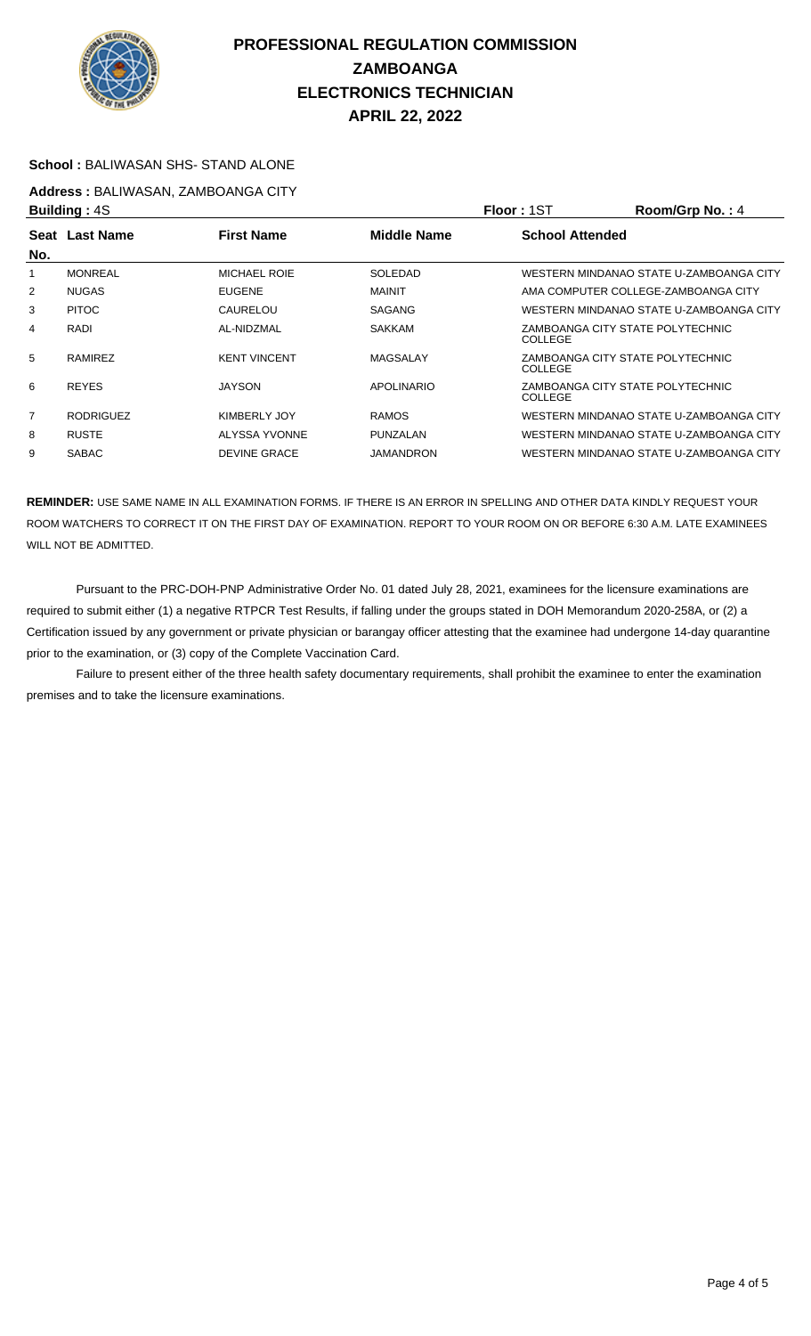# PROFESSIONAL REGULATION COMMISSION
## ZAMBOANGA
## ELECTRONICS TECHNICIAN
## APRIL 22, 2022

**School :** BALIWASAN SHS- STAND ALONE

**Address :** BALIWASAN, ZAMBOANGA CITY

**Building :** 4S **Floor :** 1ST **Room/Grp No. :** 4

| Seat No. | Last Name | First Name | Middle Name | School Attended |
|---|---|---|---|---|
| 1 | MONREAL | MICHAEL ROIE | SOLEDAD | WESTERN MINDANAO STATE U-ZAMBOANGA CITY |
| 2 | NUGAS | EUGENE | MAINIT | AMA COMPUTER COLLEGE-ZAMBOANGA CITY |
| 3 | PITOC | CAURELOU | SAGANG | WESTERN MINDANAO STATE U-ZAMBOANGA CITY |
| 4 | RADI | AL-NIDZMAL | SAKKAM | ZAMBOANGA CITY STATE POLYTECHNIC COLLEGE |
| 5 | RAMIREZ | KENT VINCENT | MAGSALAY | ZAMBOANGA CITY STATE POLYTECHNIC COLLEGE |
| 6 | REYES | JAYSON | APOLINARIO | ZAMBOANGA CITY STATE POLYTECHNIC COLLEGE |
| 7 | RODRIGUEZ | KIMBERLY JOY | RAMOS | WESTERN MINDANAO STATE U-ZAMBOANGA CITY |
| 8 | RUSTE | ALYSSA YVONNE | PUNZALAN | WESTERN MINDANAO STATE U-ZAMBOANGA CITY |
| 9 | SABAC | DEVINE GRACE | JAMANDRON | WESTERN MINDANAO STATE U-ZAMBOANGA CITY |

**REMINDER:** USE SAME NAME IN ALL EXAMINATION FORMS. IF THERE IS AN ERROR IN SPELLING AND OTHER DATA KINDLY REQUEST YOUR ROOM WATCHERS TO CORRECT IT ON THE FIRST DAY OF EXAMINATION. REPORT TO YOUR ROOM ON OR BEFORE 6:30 A.M. LATE EXAMINEES WILL NOT BE ADMITTED.

Pursuant to the PRC-DOH-PNP Administrative Order No. 01 dated July 28, 2021, examinees for the licensure examinations are required to submit either (1) a negative RTPCR Test Results, if falling under the groups stated in DOH Memorandum 2020-258A, or (2) a Certification issued by any government or private physician or barangay officer attesting that the examinee had undergone 14-day quarantine prior to the examination, or (3) copy of the Complete Vaccination Card.

Failure to present either of the three health safety documentary requirements, shall prohibit the examinee to enter the examination premises and to take the licensure examinations.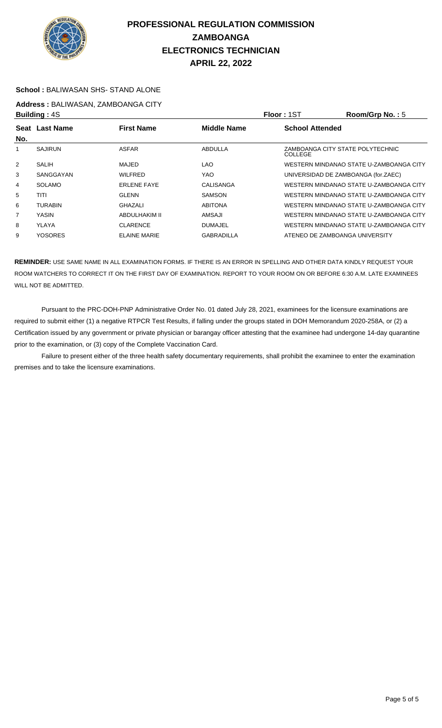# PROFESSIONAL REGULATION COMMISSION
# ZAMBOANGA
# ELECTRONICS TECHNICIAN
# APRIL 22, 2022

**School :** BALIWASAN SHS- STAND ALONE

**Address :** BALIWASAN, ZAMBOANGA CITY

**Building :** 4S **Floor :** 1ST **Room/Grp No. :** 5

| Seat No. | Last Name | First Name | Middle Name | School Attended |
|---|---|---|---|---|
| 1 | SAJIRUN | ASFAR | ABDULLA | ZAMBOANGA CITY STATE POLYTECHNIC COLLEGE |
| 2 | SALIH | MAJED | LAO | WESTERN MINDANAO STATE U-ZAMBOANGA CITY |
| 3 | SANGGAYAN | WILFRED | YAO | UNIVERSIDAD DE ZAMBOANGA (for.ZAEC) |
| 4 | SOLAMO | ERLENE FAYE | CALISANGA | WESTERN MINDANAO STATE U-ZAMBOANGA CITY |
| 5 | TITI | GLENN | SAMSON | WESTERN MINDANAO STATE U-ZAMBOANGA CITY |
| 6 | TURABIN | GHAZALI | ABITONA | WESTERN MINDANAO STATE U-ZAMBOANGA CITY |
| 7 | YASIN | ABDULHAKIM II | AMSAJI | WESTERN MINDANAO STATE U-ZAMBOANGA CITY |
| 8 | YLAYA | CLARENCE | DUMAJEL | WESTERN MINDANAO STATE U-ZAMBOANGA CITY |
| 9 | YOSORES | ELAINE MARIE | GABRADILLA | ATENEO DE ZAMBOANGA UNIVERSITY |

**REMINDER:** USE SAME NAME IN ALL EXAMINATION FORMS. IF THERE IS AN ERROR IN SPELLING AND OTHER DATA KINDLY REQUEST YOUR ROOM WATCHERS TO CORRECT IT ON THE FIRST DAY OF EXAMINATION. REPORT TO YOUR ROOM ON OR BEFORE 6:30 A.M. LATE EXAMINEES WILL NOT BE ADMITTED.

Pursuant to the PRC-DOH-PNP Administrative Order No. 01 dated July 28, 2021, examinees for the licensure examinations are required to submit either (1) a negative RTPCR Test Results, if falling under the groups stated in DOH Memorandum 2020-258A, or (2) a Certification issued by any government or private physician or barangay officer attesting that the examinee had undergone 14-day quarantine prior to the examination, or (3) copy of the Complete Vaccination Card.

Failure to present either of the three health safety documentary requirements, shall prohibit the examinee to enter the examination premises and to take the licensure examinations.